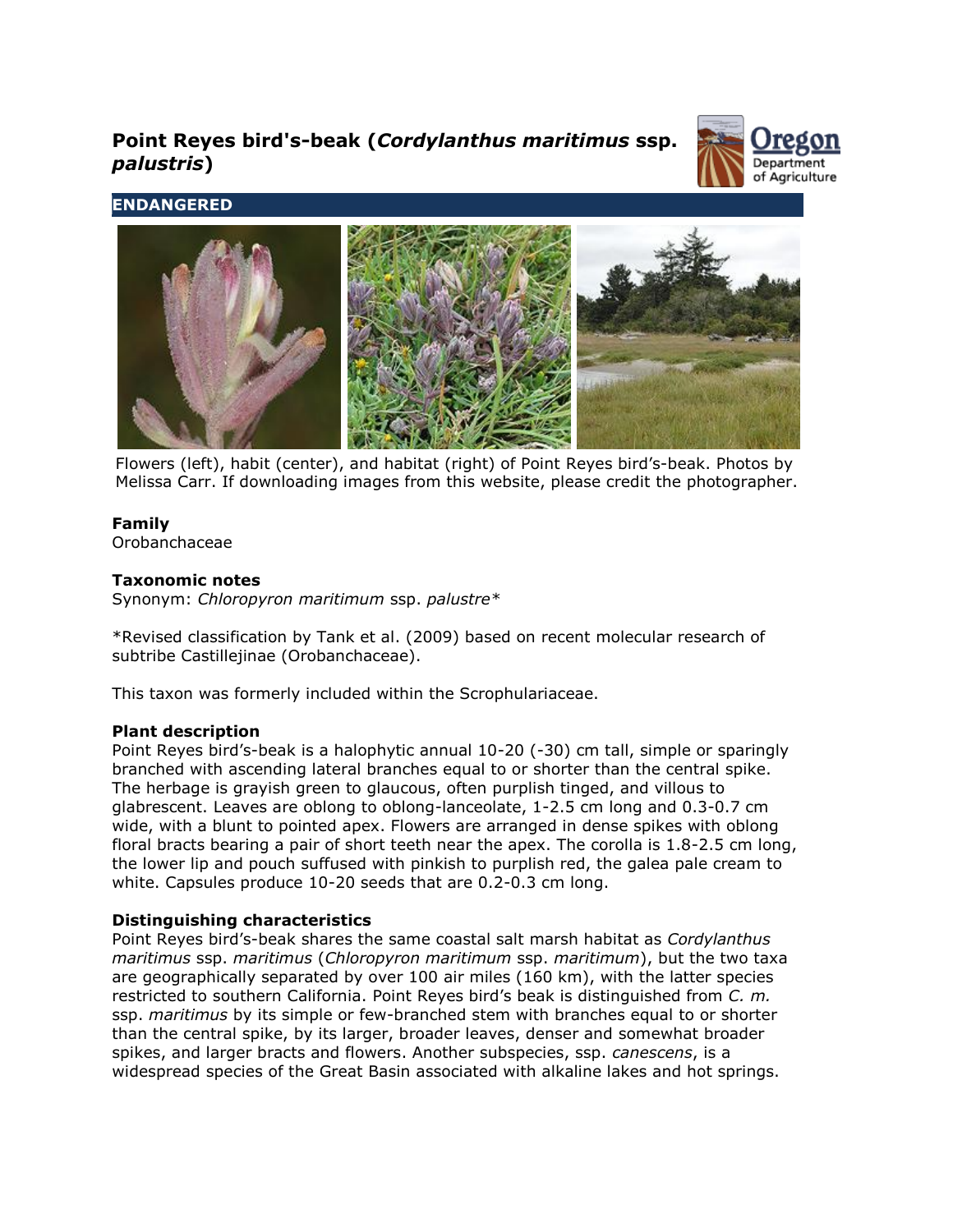# Point Reyes bird's-beak (*Cordylanthus maritimus* ssp. *palustris*)

**ENDANGERED**

Flowers (left), habit (center), and habitat (right) of Point Reyes bird's-beak. Photos by Melissa Carr. If downloading images from this website, please credit the photographer.

**Family**
Orobanchaceae

**Taxonomic notes**
Synonym: *Chloropyron maritimum* ssp. *palustre**

*Revised classification by Tank et al. (2009) based on recent molecular research of subtribe Castillejinae (Orobanchaceae).

This taxon was formerly included within the Scrophulariaceae.

**Plant description**
Point Reyes bird's-beak is a halophytic annual 10-20 (-30) cm tall, simple or sparingly branched with ascending lateral branches equal to or shorter than the central spike. The herbage is grayish green to glaucous, often purplish tinged, and villous to glabrescent. Leaves are oblong to oblong-lanceolate, 1-2.5 cm long and 0.3-0.7 cm wide, with a blunt to pointed apex. Flowers are arranged in dense spikes with oblong floral bracts bearing a pair of short teeth near the apex. The corolla is 1.8-2.5 cm long, the lower lip and pouch suffused with pinkish to purplish red, the galea pale cream to white. Capsules produce 10-20 seeds that are 0.2-0.3 cm long.

**Distinguishing characteristics**
Point Reyes bird's-beak shares the same coastal salt marsh habitat as *Cordylanthus maritimus* ssp. *maritimus* (*Chloropyron maritimum* ssp. *maritimum*), but the two taxa are geographically separated by over 100 air miles (160 km), with the latter species restricted to southern California. Point Reyes bird's beak is distinguished from *C. m.* ssp. *maritimus* by its simple or few-branched stem with branches equal to or shorter than the central spike, by its larger, broader leaves, denser and somewhat broader spikes, and larger bracts and flowers. Another subspecies, ssp. *canescens*, is a widespread species of the Great Basin associated with alkaline lakes and hot springs.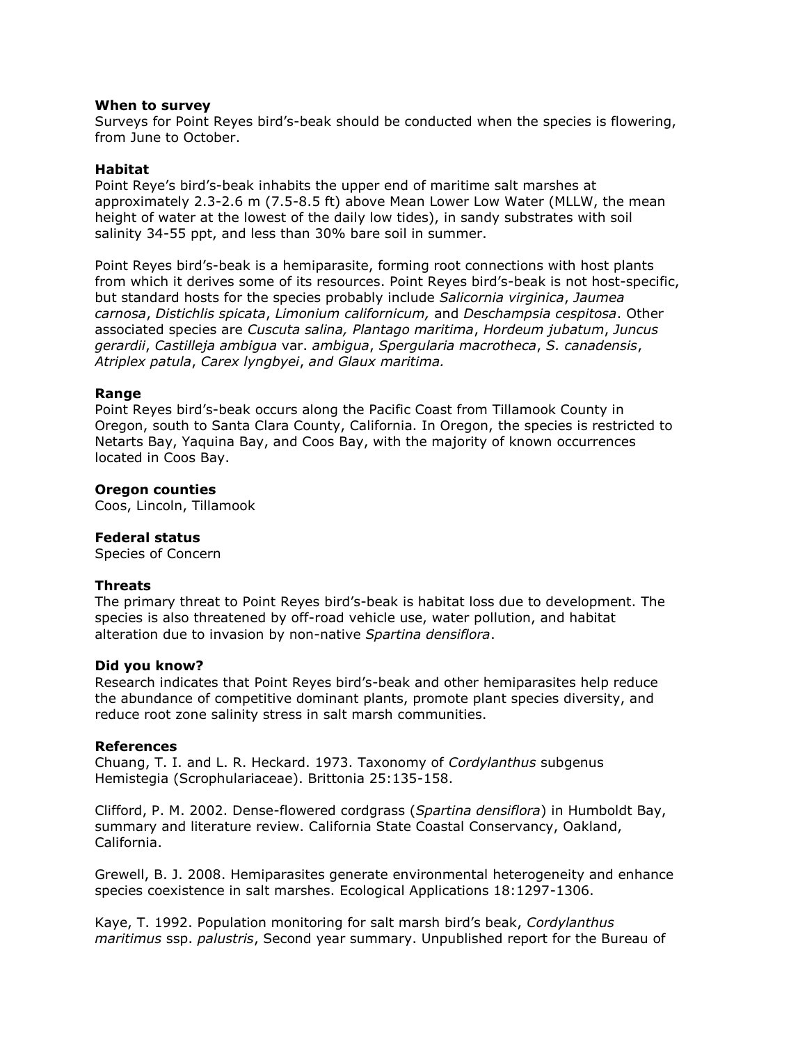**When to survey**
Surveys for Point Reyes bird's-beak should be conducted when the species is flowering, from June to October.

**Habitat**
Point Reye's bird's-beak inhabits the upper end of maritime salt marshes at approximately 2.3-2.6 m (7.5-8.5 ft) above Mean Lower Low Water (MLLW, the mean height of water at the lowest of the daily low tides), in sandy substrates with soil salinity 34-55 ppt, and less than 30% bare soil in summer.

Point Reyes bird's-beak is a hemiparasite, forming root connections with host plants from which it derives some of its resources. Point Reyes bird's-beak is not host-specific, but standard hosts for the species probably include *Salicornia virginica*, *Jaumea carnosa*, *Distichlis spicata*, *Limonium californicum,* and *Deschampsia cespitosa*. Other associated species are *Cuscuta salina, Plantago maritima*, *Hordeum jubatum*, *Juncus gerardii*, *Castilleja ambigua* var. *ambigua*, *Spergularia macrotheca*, *S. canadensis*, *Atriplex patula*, *Carex lyngbyei*, *and Glaux maritima.*

**Range**
Point Reyes bird's-beak occurs along the Pacific Coast from Tillamook County in Oregon, south to Santa Clara County, California. In Oregon, the species is restricted to Netarts Bay, Yaquina Bay, and Coos Bay, with the majority of known occurrences located in Coos Bay.

**Oregon counties**
Coos, Lincoln, Tillamook

**Federal status**
Species of Concern

**Threats**
The primary threat to Point Reyes bird's-beak is habitat loss due to development. The species is also threatened by off-road vehicle use, water pollution, and habitat alteration due to invasion by non-native *Spartina densiflora*.

**Did you know?**
Research indicates that Point Reyes bird's-beak and other hemiparasites help reduce the abundance of competitive dominant plants, promote plant species diversity, and reduce root zone salinity stress in salt marsh communities.

**References**
Chuang, T. I. and L. R. Heckard. 1973. Taxonomy of *Cordylanthus* subgenus Hemistegia (Scrophulariaceae). Brittonia 25:135-158.

Clifford, P. M. 2002. Dense-flowered cordgrass (*Spartina densiflora*) in Humboldt Bay, summary and literature review. California State Coastal Conservancy, Oakland, California.

Grewell, B. J. 2008. Hemiparasites generate environmental heterogeneity and enhance species coexistence in salt marshes. Ecological Applications 18:1297-1306.

Kaye, T. 1992. Population monitoring for salt marsh bird's beak, *Cordylanthus maritimus* ssp. *palustris*, Second year summary. Unpublished report for the Bureau of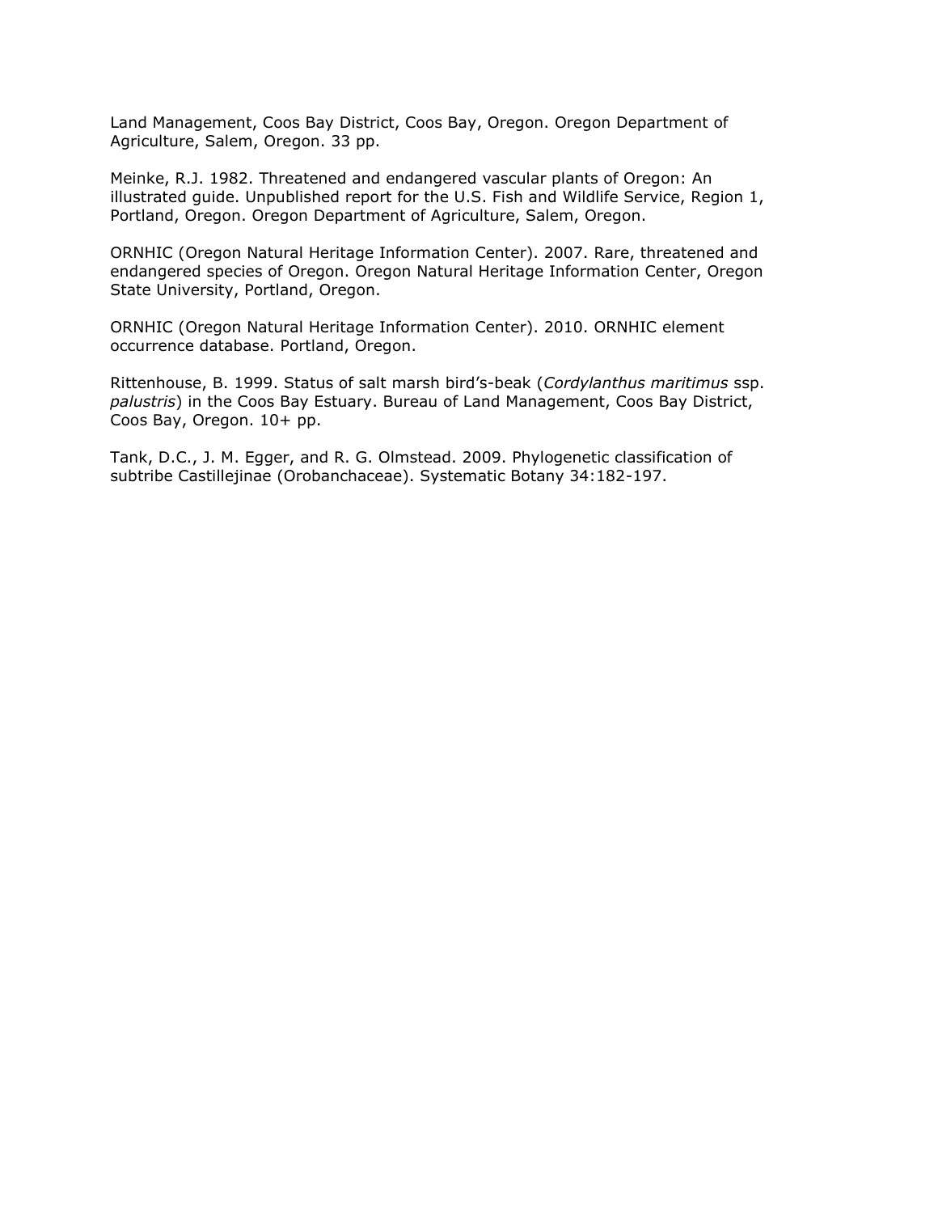Land Management, Coos Bay District, Coos Bay, Oregon. Oregon Department of Agriculture, Salem, Oregon. 33 pp.

Meinke, R.J. 1982. Threatened and endangered vascular plants of Oregon: An illustrated guide. Unpublished report for the U.S. Fish and Wildlife Service, Region 1, Portland, Oregon. Oregon Department of Agriculture, Salem, Oregon.

ORNHIC (Oregon Natural Heritage Information Center). 2007. Rare, threatened and endangered species of Oregon. Oregon Natural Heritage Information Center, Oregon State University, Portland, Oregon.

ORNHIC (Oregon Natural Heritage Information Center). 2010. ORNHIC element occurrence database. Portland, Oregon.

Rittenhouse, B. 1999. Status of salt marsh bird's-beak (*Cordylanthus maritimus* ssp. *palustris*) in the Coos Bay Estuary. Bureau of Land Management, Coos Bay District, Coos Bay, Oregon. 10+ pp.

Tank, D.C., J. M. Egger, and R. G. Olmstead. 2009. Phylogenetic classification of subtribe Castillejinae (Orobanchaceae). Systematic Botany 34:182-197.